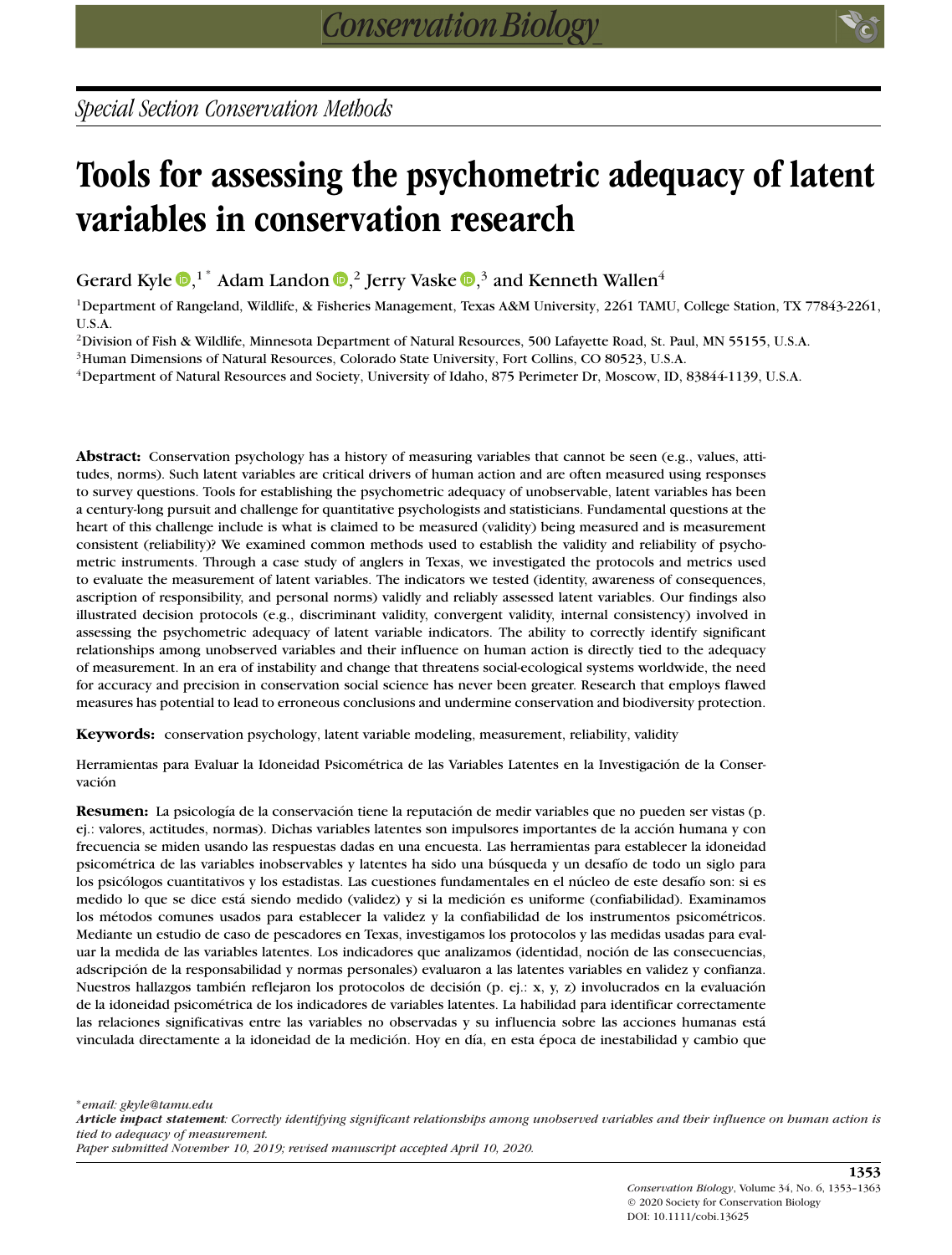Special Section Conservation Methods

# Tools for assessing the psychometric adequacy of latent variables in conservation research

Gerard Kyle,[1*] Adam Landon,[2] Jerry Vaske,[3] and Kenneth Wallen[4]

[1]Department of Rangeland, Wildlife, & Fisheries Management, Texas A&M University, 2261 TAMU, College Station, TX 77843-2261, U.S.A.

[2]Division of Fish & Wildlife, Minnesota Department of Natural Resources, 500 Lafayette Road, St. Paul, MN 55155, U.S.A.

[3]Human Dimensions of Natural Resources, Colorado State University, Fort Collins, CO 80523, U.S.A.

[4]Department of Natural Resources and Society, University of Idaho, 875 Perimeter Dr, Moscow, ID, 83844-1139, U.S.A.

**Abstract:** Conservation psychology has a history of measuring variables that cannot be seen (e.g., values, attitudes, norms). Such latent variables are critical drivers of human action and are often measured using responses to survey questions. Tools for establishing the psychometric adequacy of unobservable, latent variables has been a century-long pursuit and challenge for quantitative psychologists and statisticians. Fundamental questions at the heart of this challenge include is what is claimed to be measured (validity) being measured and is measurement consistent (reliability)? We examined common methods used to establish the validity and reliability of psychometric instruments. Through a case study of anglers in Texas, we investigated the protocols and metrics used to evaluate the measurement of latent variables. The indicators we tested (identity, awareness of consequences, ascription of responsibility, and personal norms) validly and reliably assessed latent variables. Our findings also illustrated decision protocols (e.g., discriminant validity, convergent validity, internal consistency) involved in assessing the psychometric adequacy of latent variable indicators. The ability to correctly identify significant relationships among unobserved variables and their influence on human action is directly tied to the adequacy of measurement. In an era of instability and change that threatens social-ecological systems worldwide, the need for accuracy and precision in conservation social science has never been greater. Research that employs flawed measures has potential to lead to erroneous conclusions and undermine conservation and biodiversity protection.

**Keywords:** conservation psychology, latent variable modeling, measurement, reliability, validity

Herramientas para Evaluar la Idoneidad Psicométrica de las Variables Latentes en la Investigación de la Conservación

**Resumen:** La psicología de la conservación tiene la reputación de medir variables que no pueden ser vistas (p. ej.: valores, actitudes, normas). Dichas variables latentes son impulsores importantes de la acción humana y con frecuencia se miden usando las respuestas dadas en una encuesta. Las herramientas para establecer la idoneidad psicométrica de las variables inobservables y latentes ha sido una búsqueda y un desafío de todo un siglo para los psicólogos cuantitativos y los estadistas. Las cuestiones fundamentales en el núcleo de este desafío son: si es medido lo que se dice está siendo medido (validez) y si la medición es uniforme (confiabilidad). Examinamos los métodos comunes usados para establecer la validez y la confiabilidad de los instrumentos psicométricos. Mediante un estudio de caso de pescadores en Texas, investigamos los protocolos y las medidas usadas para evaluar la medida de las variables latentes. Los indicadores que analizamos (identidad, noción de las consecuencias, adscripción de la responsabilidad y normas personales) evaluaron a las latentes variables en validez y confianza. Nuestros hallazgos también reflejaron los protocolos de decisión (p. ej.: x, y, z) involucrados en la evaluación de la idoneidad psicométrica de los indicadores de variables latentes. La habilidad para identificar correctamente las relaciones significativas entre las variables no observadas y su influencia sobre las acciones humanas está vinculada directamente a la idoneidad de la medición. Hoy en día, en esta época de inestabilidad y cambio que

*email: gkyle@tamu.edu

***Article impact statement**: Correctly identifying significant relationships among unobserved variables and their influence on human action is tied to adequacy of measurement.*

*Paper submitted November 10, 2019; revised manuscript accepted April 10, 2020.*

© 2020 Society for Conservation Biology
DOI: 10.1111/cobi.13625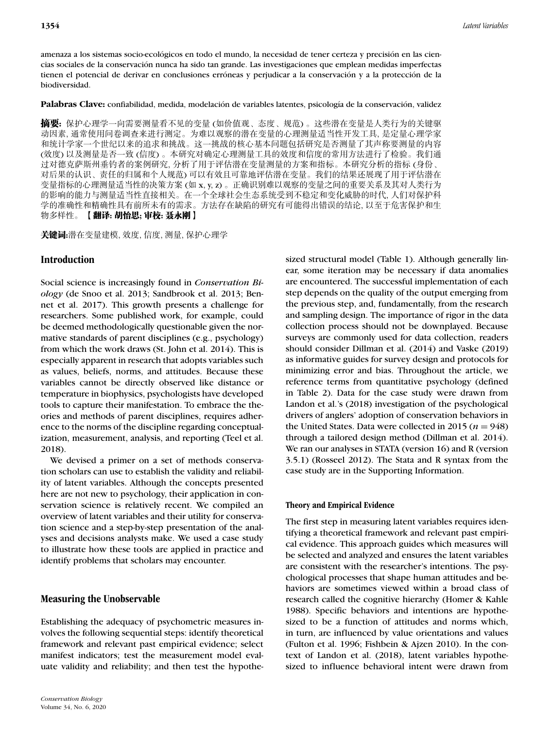amenaza a los sistemas socio-ecológicos en todo el mundo, la necesidad de tener certeza y precisión en las ciencias sociales de la conservación nunca ha sido tan grande. Las investigaciones que emplean medidas imperfectas tienen el potencial de derivar en conclusiones erróneas y perjudicar a la conservación y a la protección de la biodiversidad.

**Palabras Clave:** confiabilidad, medida, modelación de variables latentes, psicología de la conservación, validez

**摘要:** 保护心理学一向需要测量看不见的变量 (如价值观、态度、规范) 。这些潜在变量是人类行为的关键驱动因素, 通常使用问卷调查来进行测定。为难以观察的潜在变量的心理测量适当性开发工具, 是定量心理学家和统计学家一个世纪以来的追求和挑战。这一挑战的核心基本问题包括研究是否测量了其声称要测量的内容 (效度) 以及测量是否一致 (信度) 。本研究对确定心理测量工具的效度和信度的常用方法进行了检验。我们通过对德克萨斯州垂钓者的案例研究, 分析了用于评估潜在变量测量的方案和指标。本研究分析的指标 (身份、对后果的认识、责任的归属和个人规范) 可以有效且可靠地评估潜在变量。我们的结果还展现了用于评估潜在变量指标的心理测量适当性的决策方案 (如 x, y, z) 。正确识别难以观察的变量之间的重要关系及其对人类行为的影响的能力与测量适当性直接相关。在一个全球社会生态系统受到不稳定和变化威胁的时代, 人们对保护科学的准确性和精确性具有前所未有的需求。方法存在缺陷的研究有可能得出错误的结论, 以至于危害保护和生物多样性。**【翻译: 胡怡思; 审校: 聂永刚】**

**关键词:**潜在变量建模, 效度, 信度, 测量, 保护心理学

## Introduction

Social science is increasingly found in *Conservation Biology* (de Snoo et al. 2013; Sandbrook et al. 2013; Bennet et al. 2017). This growth presents a challenge for researchers. Some published work, for example, could be deemed methodologically questionable given the normative standards of parent disciplines (e.g., psychology) from which the work draws (St. John et al. 2014). This is especially apparent in research that adopts variables such as values, beliefs, norms, and attitudes. Because these variables cannot be directly observed like distance or temperature in biophysics, psychologists have developed tools to capture their manifestation. To embrace the theories and methods of parent disciplines, requires adherence to the norms of the discipline regarding conceptualization, measurement, analysis, and reporting (Teel et al. 2018).

We devised a primer on a set of methods conservation scholars can use to establish the validity and reliability of latent variables. Although the concepts presented here are not new to psychology, their application in conservation science is relatively recent. We compiled an overview of latent variables and their utility for conservation science and a step-by-step presentation of the analyses and decisions analysts make. We used a case study to illustrate how these tools are applied in practice and identify problems that scholars may encounter.

## Measuring the Unobservable

Establishing the adequacy of psychometric measures involves the following sequential steps: identify theoretical framework and relevant past empirical evidence; select manifest indicators; test the measurement model evaluate validity and reliability; and then test the hypothesized structural model (Table 1). Although generally linear, some iteration may be necessary if data anomalies are encountered. The successful implementation of each step depends on the quality of the output emerging from the previous step, and, fundamentally, from the research and sampling design. The importance of rigor in the data collection process should not be downplayed. Because surveys are commonly used for data collection, readers should consider Dillman et al. (2014) and Vaske (2019) as informative guides for survey design and protocols for minimizing error and bias. Throughout the article, we reference terms from quantitative psychology (defined in Table 2). Data for the case study were drawn from Landon et al.'s (2018) investigation of the psychological drivers of anglers' adoption of conservation behaviors in the United States. Data were collected in 2015 ($n = 948$) through a tailored design method (Dillman et al. 2014). We ran our analyses in STATA (version 16) and R (version 3.5.1) (Rosseel 2012). The Stata and R syntax from the case study are in the Supporting Information.

### Theory and Empirical Evidence

The first step in measuring latent variables requires identifying a theoretical framework and relevant past empirical evidence. This approach guides which measures will be selected and analyzed and ensures the latent variables are consistent with the researcher's intentions. The psychological processes that shape human attitudes and behaviors are sometimes viewed within a broad class of research called the cognitive hierarchy (Homer & Kahle 1988). Specific behaviors and intentions are hypothesized to be a function of attitudes and norms which, in turn, are influenced by value orientations and values (Fulton et al. 1996; Fishbein & Ajzen 2010). In the context of Landon et al. (2018), latent variables hypothesized to influence behavioral intent were drawn from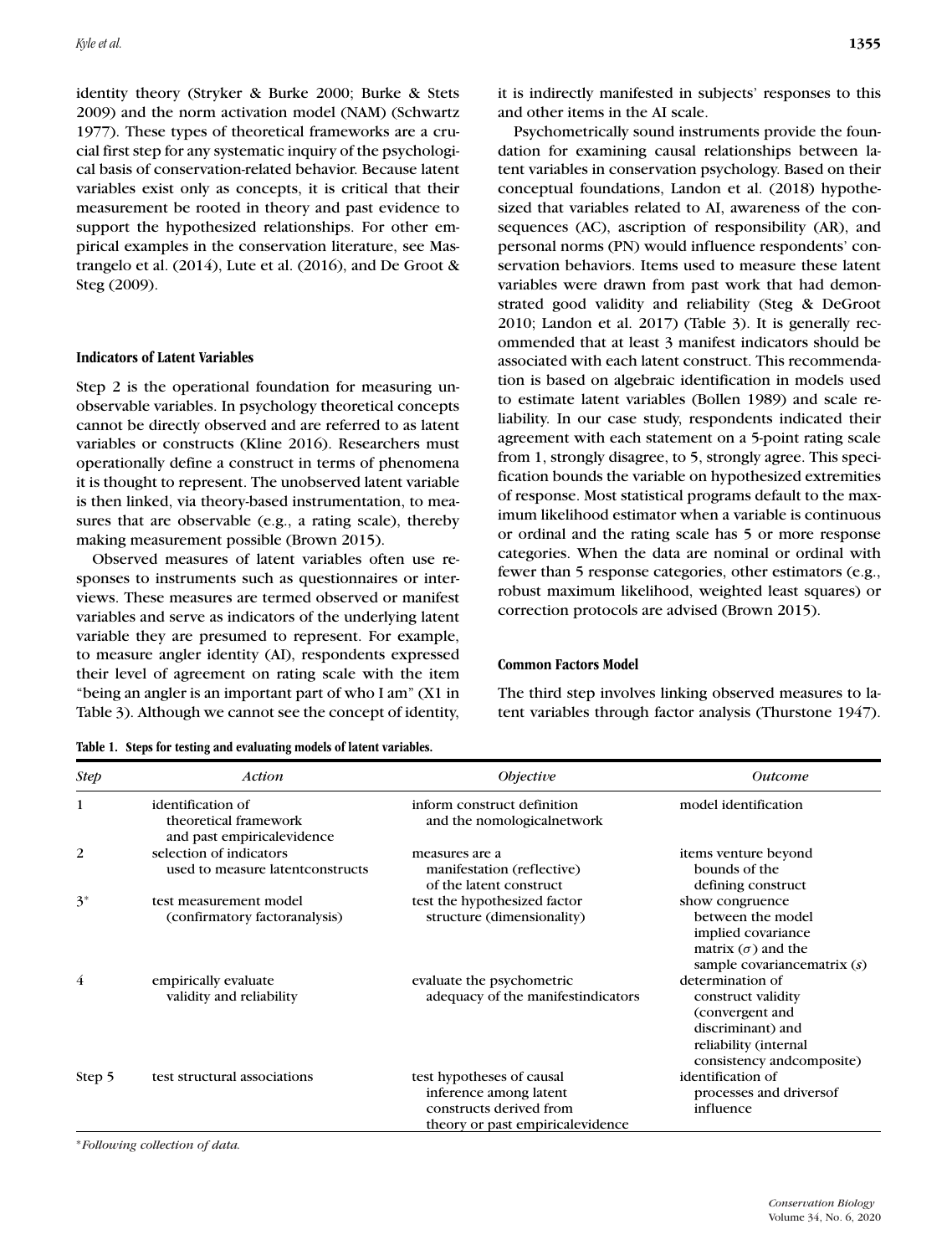identity theory (Stryker & Burke 2000; Burke & Stets 2009) and the norm activation model (NAM) (Schwartz 1977). These types of theoretical frameworks are a crucial first step for any systematic inquiry of the psychological basis of conservation-related behavior. Because latent variables exist only as concepts, it is critical that their measurement be rooted in theory and past evidence to support the hypothesized relationships. For other empirical examples in the conservation literature, see Mastrangelo et al. (2014), Lute et al. (2016), and De Groot & Steg (2009).

### Indicators of Latent Variables

Step 2 is the operational foundation for measuring unobservable variables. In psychology theoretical concepts cannot be directly observed and are referred to as latent variables or constructs (Kline 2016). Researchers must operationally define a construct in terms of phenomena it is thought to represent. The unobserved latent variable is then linked, via theory-based instrumentation, to measures that are observable (e.g., a rating scale), thereby making measurement possible (Brown 2015).

Observed measures of latent variables often use responses to instruments such as questionnaires or interviews. These measures are termed observed or manifest variables and serve as indicators of the underlying latent variable they are presumed to represent. For example, to measure angler identity (AI), respondents expressed their level of agreement on rating scale with the item "being an angler is an important part of who I am" (X1 in Table 3). Although we cannot see the concept of identity, it is indirectly manifested in subjects' responses to this and other items in the AI scale.

Psychometrically sound instruments provide the foundation for examining causal relationships between latent variables in conservation psychology. Based on their conceptual foundations, Landon et al. (2018) hypothesized that variables related to AI, awareness of the consequences (AC), ascription of responsibility (AR), and personal norms (PN) would influence respondents' conservation behaviors. Items used to measure these latent variables were drawn from past work that had demonstrated good validity and reliability (Steg & DeGroot 2010; Landon et al. 2017) (Table 3). It is generally recommended that at least 3 manifest indicators should be associated with each latent construct. This recommendation is based on algebraic identification in models used to estimate latent variables (Bollen 1989) and scale reliability. In our case study, respondents indicated their agreement with each statement on a 5-point rating scale from 1, strongly disagree, to 5, strongly agree. This specification bounds the variable on hypothesized extremities of response. Most statistical programs default to the maximum likelihood estimator when a variable is continuous or ordinal and the rating scale has 5 or more response categories. When the data are nominal or ordinal with fewer than 5 response categories, other estimators (e.g., robust maximum likelihood, weighted least squares) or correction protocols are advised (Brown 2015).

### Common Factors Model

The third step involves linking observed measures to latent variables through factor analysis (Thurstone 1947).

**Table 1. Steps for testing and evaluating models of latent variables.**

| *Step* | *Action* | *Objective* | *Outcome* |
|---|---|---|---|
| 1 | identification of theoretical framework and past empiricalevidence | inform construct definition and the nomologicalnetwork | model identification |
| 2 | selection of indicators used to measure latentconstructs | measures are a manifestation (reflective) of the latent construct | items venture beyond bounds of the defining construct |
| 3* | test measurement model (confirmatory factoranalysis) | test the hypothesized factor structure (dimensionality) | show congruence between the model implied covariance matrix ($\sigma$) and the sample covariancematrix ($s$) |
| 4 | empirically evaluate validity and reliability | evaluate the psychometric adequacy of the manifestindicators | determination of construct validity (convergent and discriminant) and reliability (internal consistency andcomposite) |
| Step 5 | test structural associations | test hypotheses of causal inference among latent constructs derived from theory or past empiricalevidence | identification of processes and driversof influence |

*\*Following collection of data.*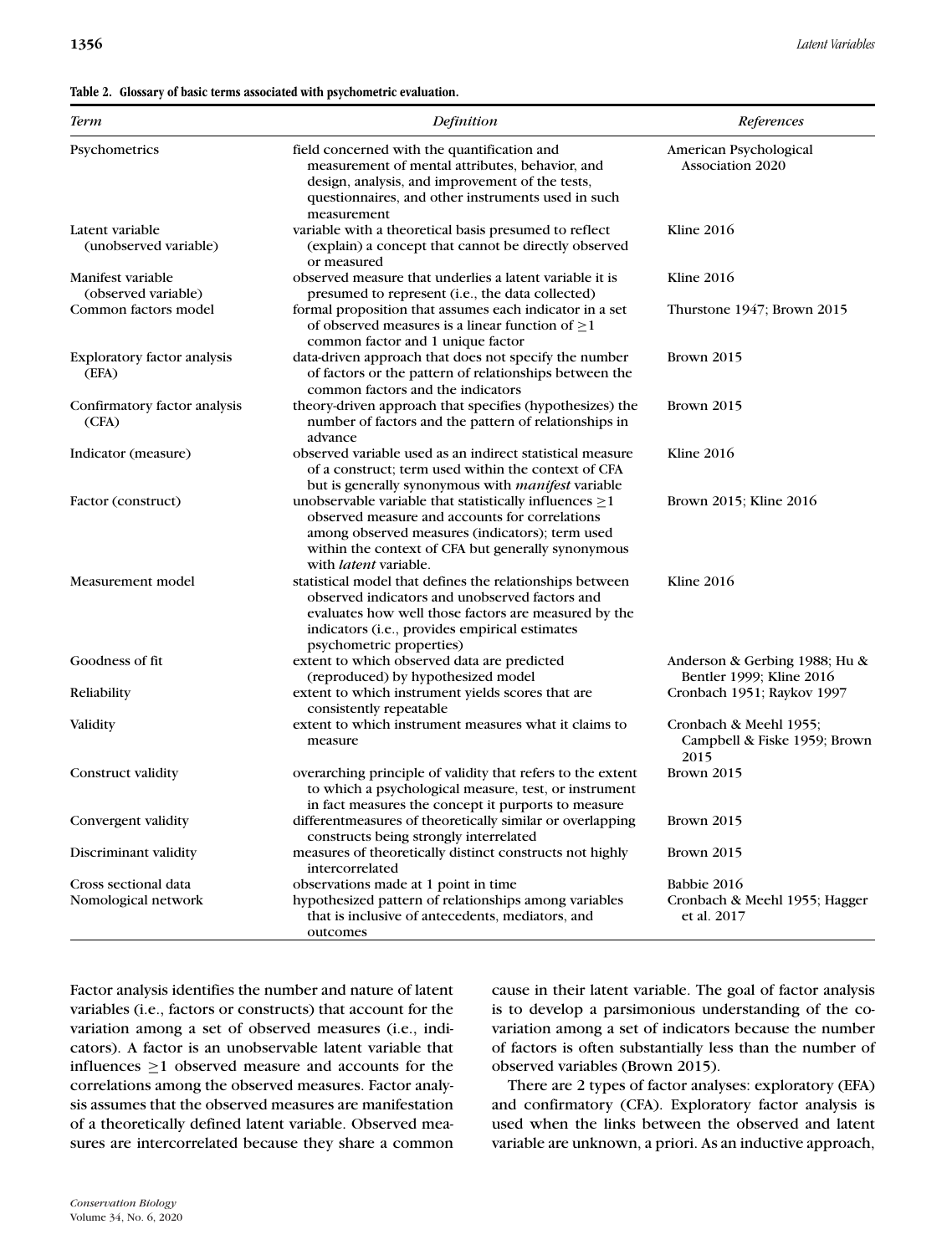**Table 2. Glossary of basic terms associated with psychometric evaluation.**

| *Term* | *Definition* | *References* |
|---|---|---|
| Psychometrics | field concerned with the quantification and measurement of mental attributes, behavior, and design, analysis, and improvement of the tests, questionnaires, and other instruments used in such measurement | American Psychological Association 2020 |
| Latent variable (unobserved variable) | variable with a theoretical basis presumed to reflect (explain) a concept that cannot be directly observed or measured | Kline 2016 |
| Manifest variable (observed variable) | observed measure that underlies a latent variable it is presumed to represent (i.e., the data collected) | Kline 2016 |
| Common factors model | formal proposition that assumes each indicator in a set of observed measures is a linear function of ≥1 common factor and 1 unique factor | Thurstone 1947; Brown 2015 |
| Exploratory factor analysis (EFA) | data-driven approach that does not specify the number of factors or the pattern of relationships between the common factors and the indicators | Brown 2015 |
| Confirmatory factor analysis (CFA) | theory-driven approach that specifies (hypothesizes) the number of factors and the pattern of relationships in advance | Brown 2015 |
| Indicator (measure) | observed variable used as an indirect statistical measure of a construct; term used within the context of CFA but is generally synonymous with *manifest* variable | Kline 2016 |
| Factor (construct) | unobservable variable that statistically influences ≥1 observed measure and accounts for correlations among observed measures (indicators); term used within the context of CFA but generally synonymous with *latent* variable. | Brown 2015; Kline 2016 |
| Measurement model | statistical model that defines the relationships between observed indicators and unobserved factors and evaluates how well those factors are measured by the indicators (i.e., provides empirical estimates psychometric properties) | Kline 2016 |
| Goodness of fit | extent to which observed data are predicted (reproduced) by hypothesized model | Anderson & Gerbing 1988; Hu & Bentler 1999; Kline 2016 |
| Reliability | extent to which instrument yields scores that are consistently repeatable | Cronbach 1951; Raykov 1997 |
| Validity | extent to which instrument measures what it claims to measure | Cronbach & Meehl 1955; Campbell & Fiske 1959; Brown 2015 |
| Construct validity | overarching principle of validity that refers to the extent to which a psychological measure, test, or instrument in fact measures the concept it purports to measure | Brown 2015 |
| Convergent validity | differentmeasures of theoretically similar or overlapping constructs being strongly interrelated | Brown 2015 |
| Discriminant validity | measures of theoretically distinct constructs not highly intercorrelated | Brown 2015 |
| Cross sectional data | observations made at 1 point in time | Babbie 2016 |
| Nomological network | hypothesized pattern of relationships among variables that is inclusive of antecedents, mediators, and outcomes | Cronbach & Meehl 1955; Hagger et al. 2017 |

Factor analysis identifies the number and nature of latent variables (i.e., factors or constructs) that account for the variation among a set of observed measures (i.e., indicators). A factor is an unobservable latent variable that influences ≥1 observed measure and accounts for the correlations among the observed measures. Factor analysis assumes that the observed measures are manifestation of a theoretically defined latent variable. Observed measures are intercorrelated because they share a common cause in their latent variable. The goal of factor analysis is to develop a parsimonious understanding of the co-variation among a set of indicators because the number of factors is often substantially less than the number of observed variables (Brown 2015).

There are 2 types of factor analyses: exploratory (EFA) and confirmatory (CFA). Exploratory factor analysis is used when the links between the observed and latent variable are unknown, a priori. As an inductive approach,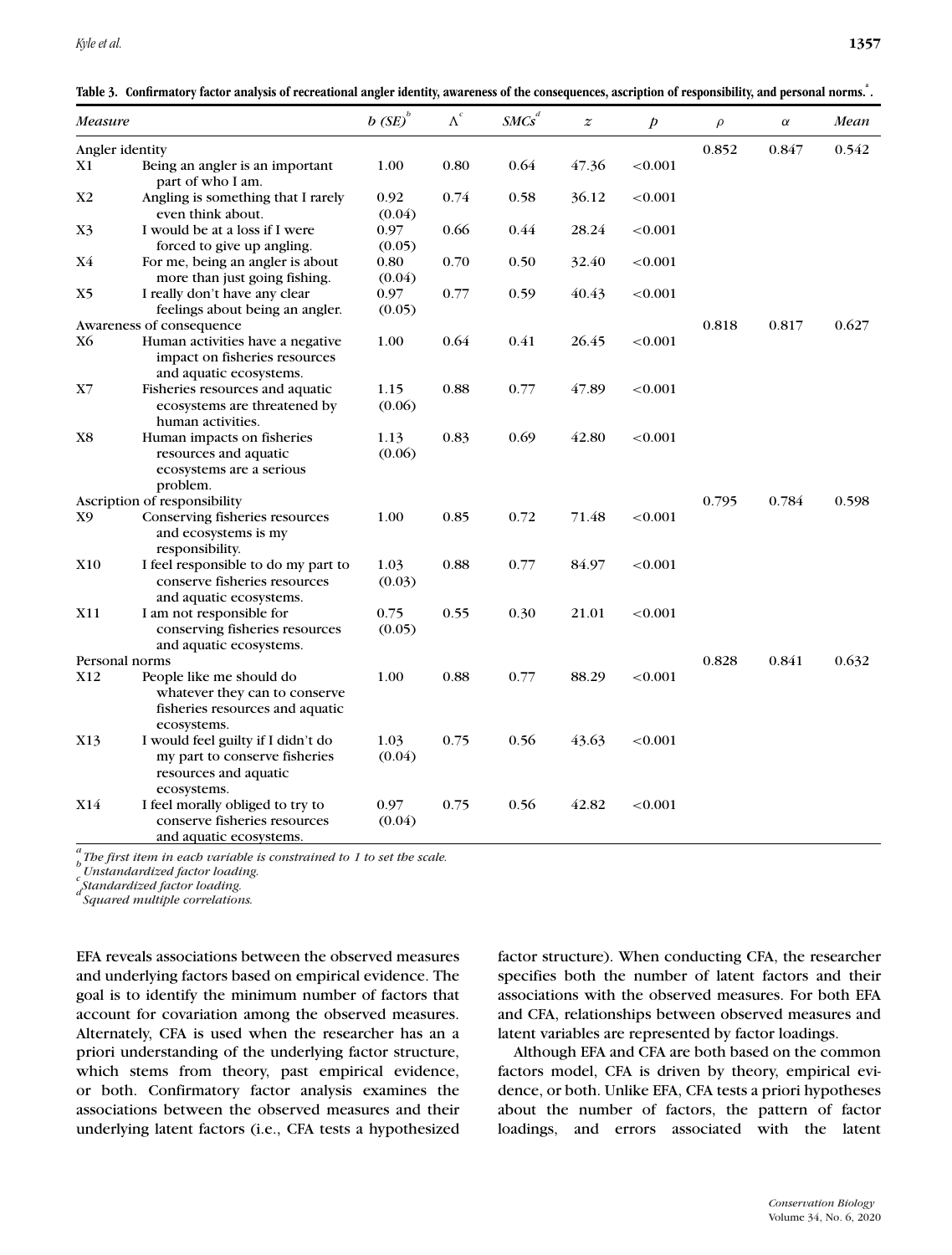**Table 3. Confirmatory factor analysis of recreational angler identity, awareness of the consequences, ascription of responsibility, and personal norms.[a]**

| Measure | | $b$ (SE)[b] | $\Lambda$[c] | SMCs[d] | $z$ | $p$ | $\rho$ | $\alpha$ | Mean |
|---|---|---|---|---|---|---|---|---|---|
| Angler identity | | | | | | | 0.852 | 0.847 | 0.542 |
| X1 | Being an angler is an important part of who I am. | 1.00 | 0.80 | 0.64 | 47.36 | <0.001 | | | |
| X2 | Angling is something that I rarely even think about. | 0.92 (0.04) | 0.74 | 0.58 | 36.12 | <0.001 | | | |
| X3 | I would be at a loss if I were forced to give up angling. | 0.97 (0.05) | 0.66 | 0.44 | 28.24 | <0.001 | | | |
| X4 | For me, being an angler is about more than just going fishing. | 0.80 (0.04) | 0.70 | 0.50 | 32.40 | <0.001 | | | |
| X5 | I really don't have any clear feelings about being an angler. | 0.97 (0.05) | 0.77 | 0.59 | 40.43 | <0.001 | | | |
| Awareness of consequence | | | | | | | 0.818 | 0.817 | 0.627 |
| X6 | Human activities have a negative impact on fisheries resources and aquatic ecosystems. | 1.00 | 0.64 | 0.41 | 26.45 | <0.001 | | | |
| X7 | Fisheries resources and aquatic ecosystems are threatened by human activities. | 1.15 (0.06) | 0.88 | 0.77 | 47.89 | <0.001 | | | |
| X8 | Human impacts on fisheries resources and aquatic ecosystems are a serious problem. | 1.13 (0.06) | 0.83 | 0.69 | 42.80 | <0.001 | | | |
| Ascription of responsibility | | | | | | | 0.795 | 0.784 | 0.598 |
| X9 | Conserving fisheries resources and ecosystems is my responsibility. | 1.00 | 0.85 | 0.72 | 71.48 | <0.001 | | | |
| X10 | I feel responsible to do my part to conserve fisheries resources and aquatic ecosystems. | 1.03 (0.03) | 0.88 | 0.77 | 84.97 | <0.001 | | | |
| X11 | I am not responsible for conserving fisheries resources and aquatic ecosystems. | 0.75 (0.05) | 0.55 | 0.30 | 21.01 | <0.001 | | | |
| Personal norms | | | | | | | 0.828 | 0.841 | 0.632 |
| X12 | People like me should do whatever they can to conserve fisheries resources and aquatic ecosystems. | 1.00 | 0.88 | 0.77 | 88.29 | <0.001 | | | |
| X13 | I would feel guilty if I didn't do my part to conserve fisheries resources and aquatic ecosystems. | 1.03 (0.04) | 0.75 | 0.56 | 43.63 | <0.001 | | | |
| X14 | I feel morally obliged to try to conserve fisheries resources and aquatic ecosystems. | 0.97 (0.04) | 0.75 | 0.56 | 42.82 | <0.001 | | | |

[a] *The first item in each variable is constrained to 1 to set the scale.*
[b] *Unstandardized factor loading.*
[c] *Standardized factor loading.*
[d] *Squared multiple correlations.*

EFA reveals associations between the observed measures and underlying factors based on empirical evidence. The goal is to identify the minimum number of factors that account for covariation among the observed measures. Alternately, CFA is used when the researcher has an a priori understanding of the underlying factor structure, which stems from theory, past empirical evidence, or both. Confirmatory factor analysis examines the associations between the observed measures and their underlying latent factors (i.e., CFA tests a hypothesized factor structure). When conducting CFA, the researcher specifies both the number of latent factors and their associations with the observed measures. For both EFA and CFA, relationships between observed measures and latent variables are represented by factor loadings.

Although EFA and CFA are both based on the common factors model, CFA is driven by theory, empirical evidence, or both. Unlike EFA, CFA tests a priori hypotheses about the number of factors, the pattern of factor loadings, and errors associated with the latent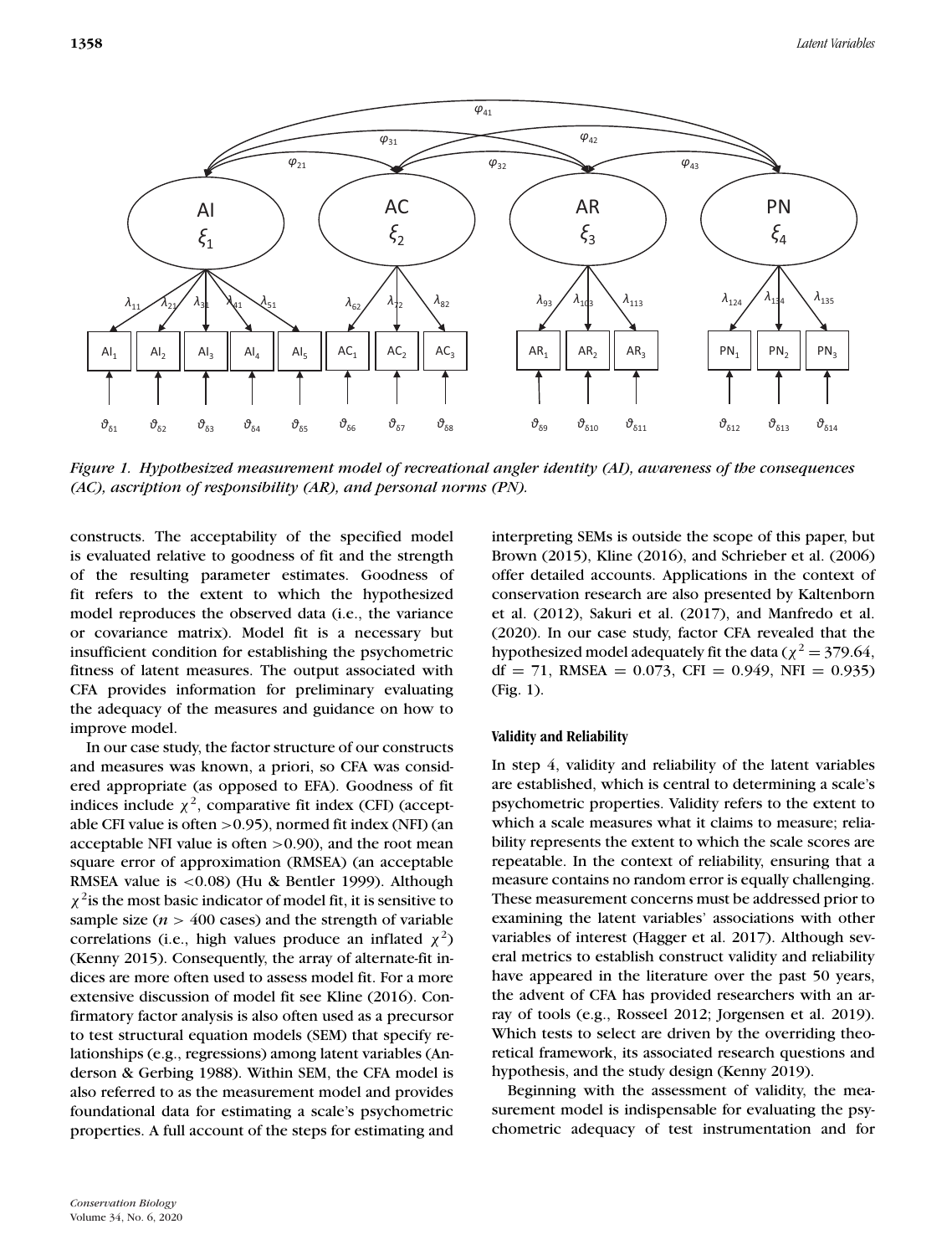*Figure 1. Hypothesized measurement model of recreational angler identity (AI), awareness of the consequences (AC), ascription of responsibility (AR), and personal norms (PN).*

constructs. The acceptability of the specified model is evaluated relative to goodness of fit and the strength of the resulting parameter estimates. Goodness of fit refers to the extent to which the hypothesized model reproduces the observed data (i.e., the variance or covariance matrix). Model fit is a necessary but insufficient condition for establishing the psychometric fitness of latent measures. The output associated with CFA provides information for preliminary evaluating the adequacy of the measures and guidance on how to improve model.

In our case study, the factor structure of our constructs and measures was known, a priori, so CFA was considered appropriate (as opposed to EFA). Goodness of fit indices include $\chi^2$, comparative fit index (CFI) (acceptable CFI value is often >0.95), normed fit index (NFI) (an acceptable NFI value is often >0.90), and the root mean square error of approximation (RMSEA) (an acceptable RMSEA value is <0.08) (Hu & Bentler 1999). Although $\chi^2$is the most basic indicator of model fit, it is sensitive to sample size ($n$ > 400 cases) and the strength of variable correlations (i.e., high values produce an inflated $\chi^2$) (Kenny 2015). Consequently, the array of alternate-fit indices are more often used to assess model fit. For a more extensive discussion of model fit see Kline (2016). Confirmatory factor analysis is also often used as a precursor to test structural equation models (SEM) that specify relationships (e.g., regressions) among latent variables (Anderson & Gerbing 1988). Within SEM, the CFA model is also referred to as the measurement model and provides foundational data for estimating a scale's psychometric properties. A full account of the steps for estimating and interpreting SEMs is outside the scope of this paper, but Brown (2015), Kline (2016), and Schrieber et al. (2006) offer detailed accounts. Applications in the context of conservation research are also presented by Kaltenborn et al. (2012), Sakuri et al. (2017), and Manfredo et al. (2020). In our case study, factor CFA revealed that the hypothesized model adequately fit the data ($\chi^2 = 379.64$, df = 71, RMSEA = 0.073, CFI = 0.949, NFI = 0.935) (Fig. 1).

### Validity and Reliability

In step 4, validity and reliability of the latent variables are established, which is central to determining a scale's psychometric properties. Validity refers to the extent to which a scale measures what it claims to measure; reliability represents the extent to which the scale scores are repeatable. In the context of reliability, ensuring that a measure contains no random error is equally challenging. These measurement concerns must be addressed prior to examining the latent variables' associations with other variables of interest (Hagger et al. 2017). Although several metrics to establish construct validity and reliability have appeared in the literature over the past 50 years, the advent of CFA has provided researchers with an array of tools (e.g., Rosseel 2012; Jorgensen et al. 2019). Which tests to select are driven by the overriding theoretical framework, its associated research questions and hypothesis, and the study design (Kenny 2019).

Beginning with the assessment of validity, the measurement model is indispensable for evaluating the psychometric adequacy of test instrumentation and for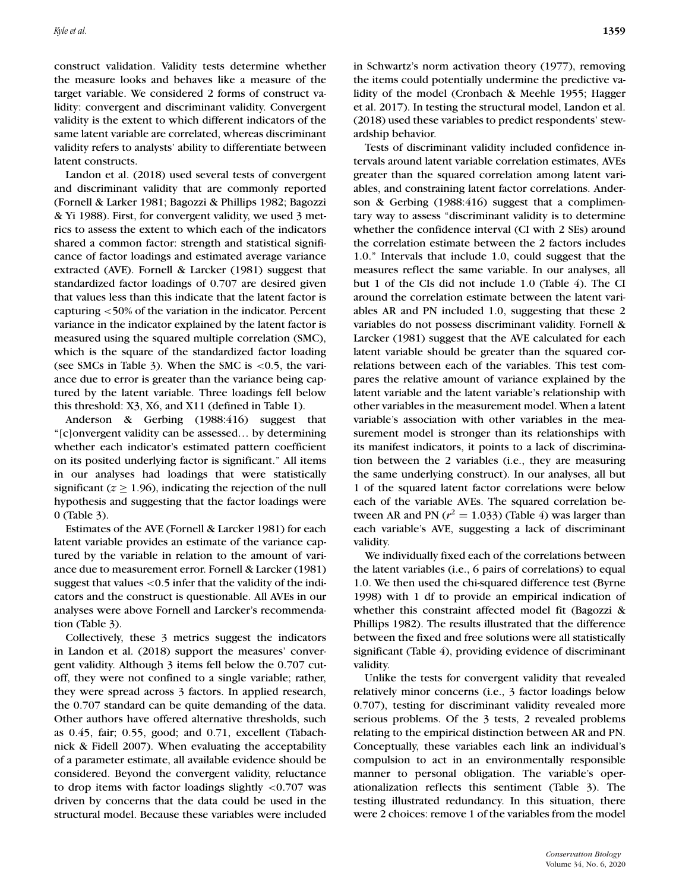construct validation. Validity tests determine whether the measure looks and behaves like a measure of the target variable. We considered 2 forms of construct validity: convergent and discriminant validity. Convergent validity is the extent to which different indicators of the same latent variable are correlated, whereas discriminant validity refers to analysts' ability to differentiate between latent constructs.

Landon et al. (2018) used several tests of convergent and discriminant validity that are commonly reported (Fornell & Larker 1981; Bagozzi & Phillips 1982; Bagozzi & Yi 1988). First, for convergent validity, we used 3 metrics to assess the extent to which each of the indicators shared a common factor: strength and statistical significance of factor loadings and estimated average variance extracted (AVE). Fornell & Larcker (1981) suggest that standardized factor loadings of 0.707 are desired given that values less than this indicate that the latent factor is capturing <50% of the variation in the indicator. Percent variance in the indicator explained by the latent factor is measured using the squared multiple correlation (SMC), which is the square of the standardized factor loading (see SMCs in Table 3). When the SMC is <0.5, the variance due to error is greater than the variance being captured by the latent variable. Three loadings fell below this threshold: X3, X6, and X11 (defined in Table 1).

Anderson & Gerbing (1988:416) suggest that "[c]onvergent validity can be assessed… by determining whether each indicator's estimated pattern coefficient on its posited underlying factor is significant." All items in our analyses had loadings that were statistically significant ($z \geq 1.96$), indicating the rejection of the null hypothesis and suggesting that the factor loadings were 0 (Table 3).

Estimates of the AVE (Fornell & Larcker 1981) for each latent variable provides an estimate of the variance captured by the variable in relation to the amount of variance due to measurement error. Fornell & Larcker (1981) suggest that values <0.5 infer that the validity of the indicators and the construct is questionable. All AVEs in our analyses were above Fornell and Larcker's recommendation (Table 3).

Collectively, these 3 metrics suggest the indicators in Landon et al. (2018) support the measures' convergent validity. Although 3 items fell below the 0.707 cutoff, they were not confined to a single variable; rather, they were spread across 3 factors. In applied research, the 0.707 standard can be quite demanding of the data. Other authors have offered alternative thresholds, such as 0.45, fair; 0.55, good; and 0.71, excellent (Tabachnick & Fidell 2007). When evaluating the acceptability of a parameter estimate, all available evidence should be considered. Beyond the convergent validity, reluctance to drop items with factor loadings slightly <0.707 was driven by concerns that the data could be used in the structural model. Because these variables were included in Schwartz's norm activation theory (1977), removing the items could potentially undermine the predictive validity of the model (Cronbach & Meehle 1955; Hagger et al. 2017). In testing the structural model, Landon et al. (2018) used these variables to predict respondents' stewardship behavior.

Tests of discriminant validity included confidence intervals around latent variable correlation estimates, AVEs greater than the squared correlation among latent variables, and constraining latent factor correlations. Anderson & Gerbing (1988:416) suggest that a complimentary way to assess "discriminant validity is to determine whether the confidence interval (CI with 2 SEs) around the correlation estimate between the 2 factors includes 1.0." Intervals that include 1.0, could suggest that the measures reflect the same variable. In our analyses, all but 1 of the CIs did not include 1.0 (Table 4). The CI around the correlation estimate between the latent variables AR and PN included 1.0, suggesting that these 2 variables do not possess discriminant validity. Fornell & Larcker (1981) suggest that the AVE calculated for each latent variable should be greater than the squared correlations between each of the variables. This test compares the relative amount of variance explained by the latent variable and the latent variable's relationship with other variables in the measurement model. When a latent variable's association with other variables in the measurement model is stronger than its relationships with its manifest indicators, it points to a lack of discrimination between the 2 variables (i.e., they are measuring the same underlying construct). In our analyses, all but 1 of the squared latent factor correlations were below each of the variable AVEs. The squared correlation between AR and PN ($r^2 = 1.033$) (Table 4) was larger than each variable's AVE, suggesting a lack of discriminant validity.

We individually fixed each of the correlations between the latent variables (i.e., 6 pairs of correlations) to equal 1.0. We then used the chi-squared difference test (Byrne 1998) with 1 df to provide an empirical indication of whether this constraint affected model fit (Bagozzi & Phillips 1982). The results illustrated that the difference between the fixed and free solutions were all statistically significant (Table 4), providing evidence of discriminant validity.

Unlike the tests for convergent validity that revealed relatively minor concerns (i.e., 3 factor loadings below 0.707), testing for discriminant validity revealed more serious problems. Of the 3 tests, 2 revealed problems relating to the empirical distinction between AR and PN. Conceptually, these variables each link an individual's compulsion to act in an environmentally responsible manner to personal obligation. The variable's operationalization reflects this sentiment (Table 3). The testing illustrated redundancy. In this situation, there were 2 choices: remove 1 of the variables from the model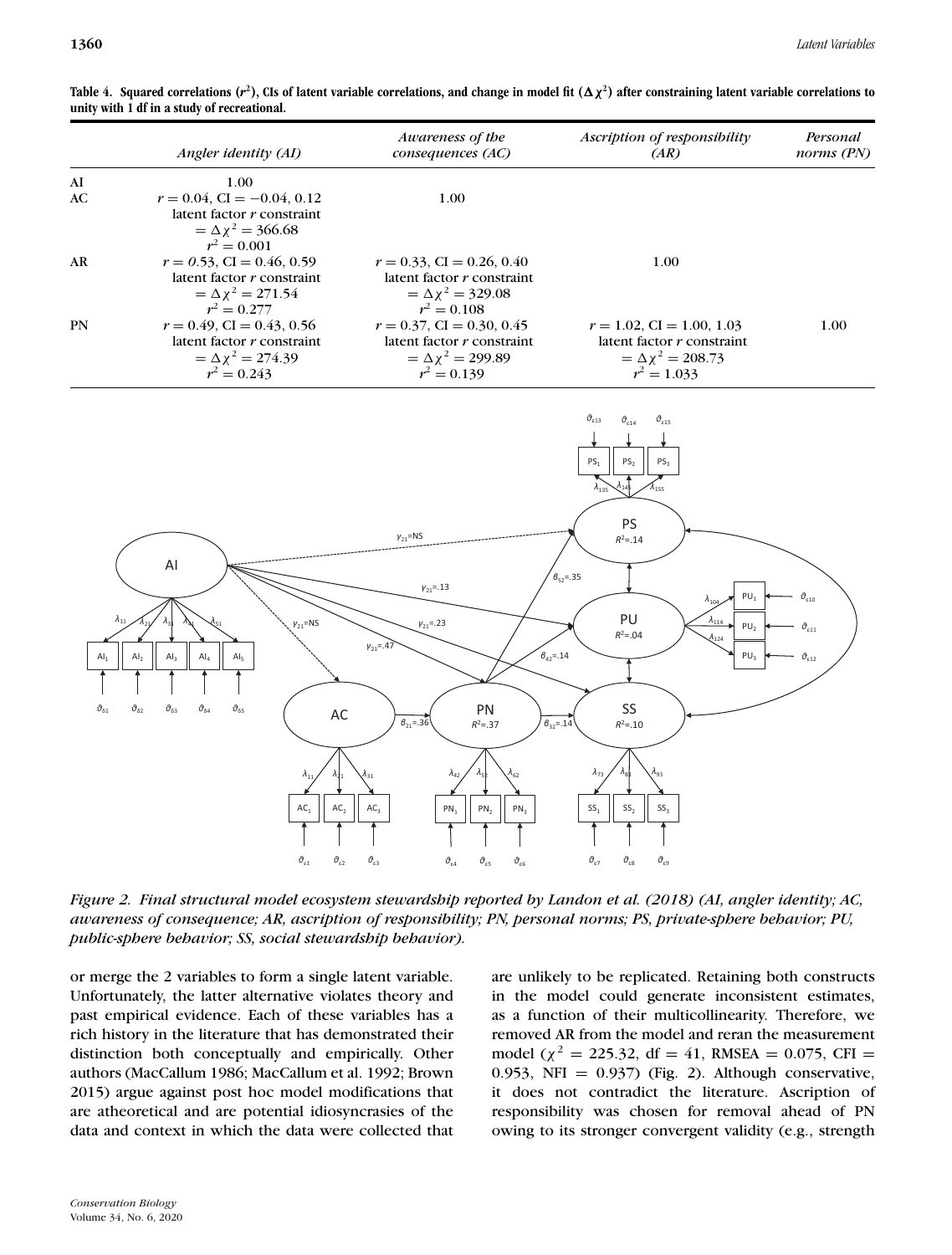**Table 4. Squared correlations ($r^2$), CIs of latent variable correlations, and change in model fit ($\Delta\chi^2$) after constraining latent variable correlations to unity with 1 df in a study of recreational.**

| | *Angler identity (AI)* | *Awareness of the consequences (AC)* | *Ascription of responsibility (AR)* | *Personal norms (PN)* |
|---|---|---|---|---|
| AI | 1.00 | | | |
| AC | $r = 0.04$, CI $= -0.04, 0.12$ latent factor $r$ constraint $= \Delta\chi^2 = 366.68$ $r^2 = 0.001$ | 1.00 | | |
| AR | $r = 0.53$, CI $= 0.46, 0.59$ latent factor $r$ constraint $= \Delta\chi^2 = 271.54$ $r^2 = 0.277$ | $r = 0.33$, CI $= 0.26, 0.40$ latent factor $r$ constraint $= \Delta\chi^2 = 329.08$ $r^2 = 0.108$ | 1.00 | |
| PN | $r = 0.49$, CI $= 0.43, 0.56$ latent factor $r$ constraint $= \Delta\chi^2 = 274.39$ $r^2 = 0.243$ | $r = 0.37$, CI $= 0.30, 0.45$ latent factor $r$ constraint $= \Delta\chi^2 = 299.89$ $r^2 = 0.139$ | $r = 1.02$, CI $= 1.00, 1.03$ latent factor $r$ constraint $= \Delta\chi^2 = 208.73$ $r^2 = 1.033$ | 1.00 |

*Figure 2. Final structural model ecosystem stewardship reported by Landon et al. (2018) (AI, angler identity; AC, awareness of consequence; AR, ascription of responsibility; PN, personal norms; PS, private-sphere behavior; PU, public-sphere behavior; SS, social stewardship behavior).*

or merge the 2 variables to form a single latent variable. Unfortunately, the latter alternative violates theory and past empirical evidence. Each of these variables has a rich history in the literature that has demonstrated their distinction both conceptually and empirically. Other authors (MacCallum 1986; MacCallum et al. 1992; Brown 2015) argue against post hoc model modifications that are atheoretical and are potential idiosyncracies of the data and context in which the data were collected that are unlikely to be replicated. Retaining both constructs in the model could generate inconsistent estimates, as a function of their multicollinearity. Therefore, we removed AR from the model and reran the measurement model ($\chi^2 = 225.32$, df $= 41$, RMSEA $= 0.075$, CFI $= 0.953$, NFI $= 0.937$) (Fig. 2). Although conservative, it does not contradict the literature. Ascription of responsibility was chosen for removal ahead of PN owing to its stronger convergent validity (e.g., strength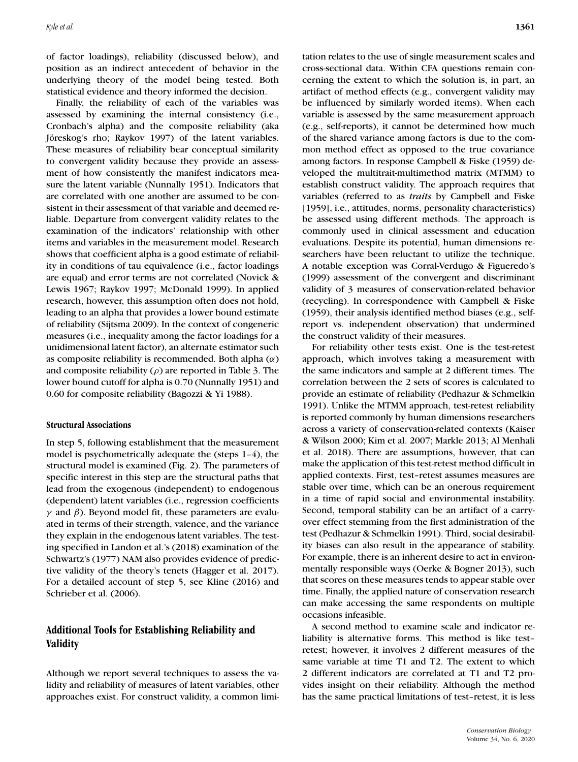of factor loadings), reliability (discussed below), and position as an indirect antecedent of behavior in the underlying theory of the model being tested. Both statistical evidence and theory informed the decision.

Finally, the reliability of each of the variables was assessed by examining the internal consistency (i.e., Cronbach's alpha) and the composite reliability (aka Jöreskog's rho; Raykov 1997) of the latent variables. These measures of reliability bear conceptual similarity to convergent validity because they provide an assessment of how consistently the manifest indicators measure the latent variable (Nunnally 1951). Indicators that are correlated with one another are assumed to be consistent in their assessment of that variable and deemed reliable. Departure from convergent validity relates to the examination of the indicators' relationship with other items and variables in the measurement model. Research shows that coefficient alpha is a good estimate of reliability in conditions of tau equivalence (i.e., factor loadings are equal) and error terms are not correlated (Novick & Lewis 1967; Raykov 1997; McDonald 1999). In applied research, however, this assumption often does not hold, leading to an alpha that provides a lower bound estimate of reliability (Sijtsma 2009). In the context of congeneric measures (i.e., inequality among the factor loadings for a unidimensional latent factor), an alternate estimator such as composite reliability is recommended. Both alpha ($\alpha$) and composite reliability ($\rho$) are reported in Table 3. The lower bound cutoff for alpha is 0.70 (Nunnally 1951) and 0.60 for composite reliability (Bagozzi & Yi 1988).

### Structural Associations

In step 5, following establishment that the measurement model is psychometrically adequate the (steps 1–4), the structural model is examined (Fig. 2). The parameters of specific interest in this step are the structural paths that lead from the exogenous (independent) to endogenous (dependent) latent variables (i.e., regression coefficients $\gamma$ and $\beta$). Beyond model fit, these parameters are evaluated in terms of their strength, valence, and the variance they explain in the endogenous latent variables. The testing specified in Landon et al.'s (2018) examination of the Schwartz's (1977) NAM also provides evidence of predictive validity of the theory's tenets (Hagger et al. 2017). For a detailed account of step 5, see Kline (2016) and Schrieber et al. (2006).

## Additional Tools for Establishing Reliability and Validity

Although we report several techniques to assess the validity and reliability of measures of latent variables, other approaches exist. For construct validity, a common limitation relates to the use of single measurement scales and cross-sectional data. Within CFA questions remain concerning the extent to which the solution is, in part, an artifact of method effects (e.g., convergent validity may be influenced by similarly worded items). When each variable is assessed by the same measurement approach (e.g., self-reports), it cannot be determined how much of the shared variance among factors is due to the common method effect as opposed to the true covariance among factors. In response Campbell & Fiske (1959) developed the multitrait-multimethod matrix (MTMM) to establish construct validity. The approach requires that variables (referred to as ***traits*** by Campbell and Fiske [1959], i.e., attitudes, norms, personality characteristics) be assessed using different methods. The approach is commonly used in clinical assessment and education evaluations. Despite its potential, human dimensions researchers have been reluctant to utilize the technique. A notable exception was Corral-Verdugo & Figueredo's (1999) assessment of the convergent and discriminant validity of 3 measures of conservation-related behavior (recycling). In correspondence with Campbell & Fiske (1959), their analysis identified method biases (e.g., self-report vs. independent observation) that undermined the construct validity of their measures.

For reliability other tests exist. One is the test-retest approach, which involves taking a measurement with the same indicators and sample at 2 different times. The correlation between the 2 sets of scores is calculated to provide an estimate of reliability (Pedhazur & Schmelkin 1991). Unlike the MTMM approach, test-retest reliability is reported commonly by human dimensions researchers across a variety of conservation-related contexts (Kaiser & Wilson 2000; Kim et al. 2007; Markle 2013; Al Menhali et al. 2018). There are assumptions, however, that can make the application of this test-retest method difficult in applied contexts. First, test–retest assumes measures are stable over time, which can be an onerous requirement in a time of rapid social and environmental instability. Second, temporal stability can be an artifact of a carryover effect stemming from the first administration of the test (Pedhazur & Schmelkin 1991). Third, social desirability biases can also result in the appearance of stability. For example, there is an inherent desire to act in environmentally responsible ways (Oerke & Bogner 2013), such that scores on these measures tends to appear stable over time. Finally, the applied nature of conservation research can make accessing the same respondents on multiple occasions infeasible.

A second method to examine scale and indicator reliability is alternative forms. This method is like test–retest; however, it involves 2 different measures of the same variable at time T1 and T2. The extent to which 2 different indicators are correlated at T1 and T2 provides insight on their reliability. Although the method has the same practical limitations of test–retest, it is less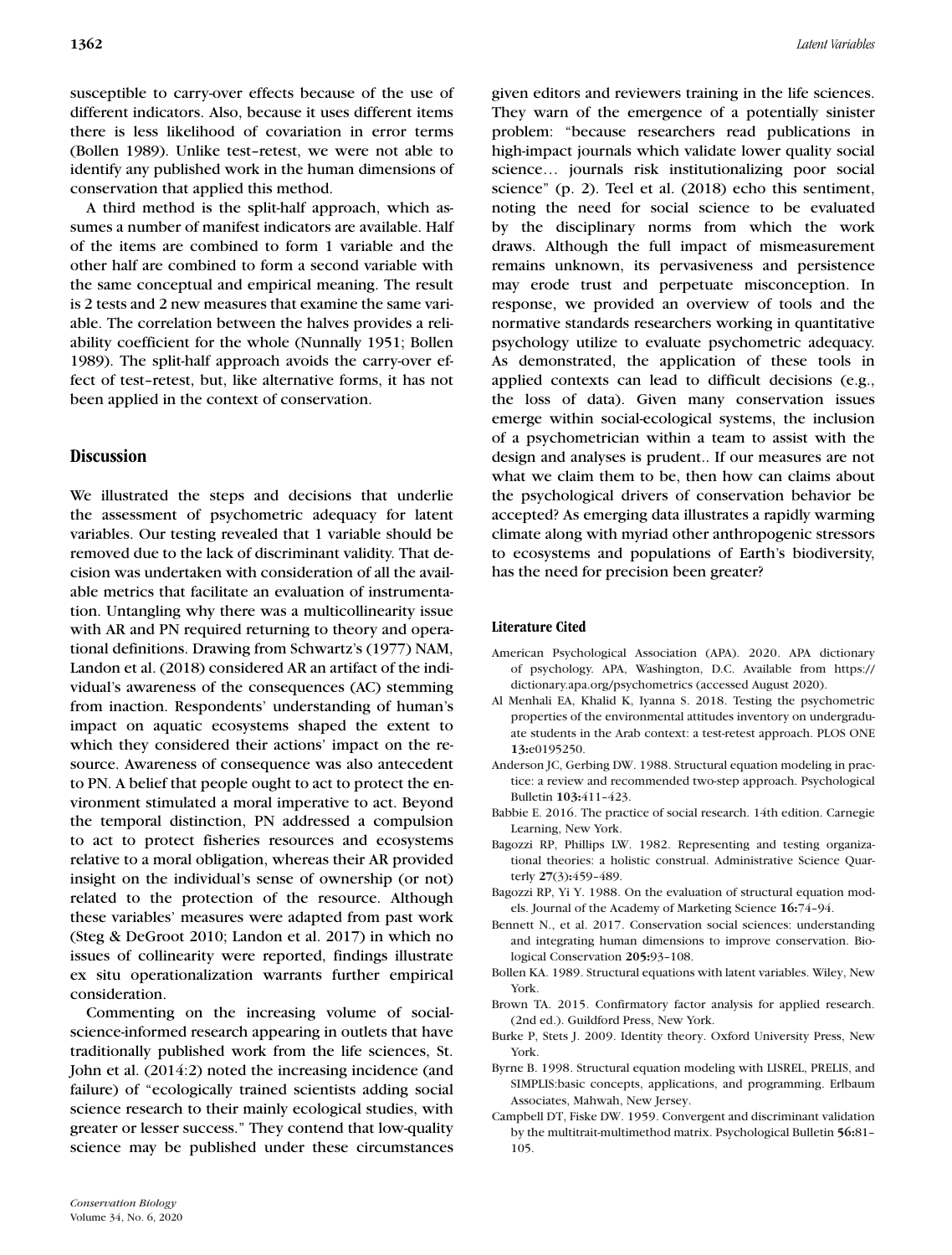susceptible to carry-over effects because of the use of different indicators. Also, because it uses different items there is less likelihood of covariation in error terms (Bollen 1989). Unlike test–retest, we were not able to identify any published work in the human dimensions of conservation that applied this method.

A third method is the split-half approach, which assumes a number of manifest indicators are available. Half of the items are combined to form 1 variable and the other half are combined to form a second variable with the same conceptual and empirical meaning. The result is 2 tests and 2 new measures that examine the same variable. The correlation between the halves provides a reliability coefficient for the whole (Nunnally 1951; Bollen 1989). The split-half approach avoids the carry-over effect of test–retest, but, like alternative forms, it has not been applied in the context of conservation.

## Discussion

We illustrated the steps and decisions that underlie the assessment of psychometric adequacy for latent variables. Our testing revealed that 1 variable should be removed due to the lack of discriminant validity. That decision was undertaken with consideration of all the available metrics that facilitate an evaluation of instrumentation. Untangling why there was a multicollinearity issue with AR and PN required returning to theory and operational definitions. Drawing from Schwartz's (1977) NAM, Landon et al. (2018) considered AR an artifact of the individual's awareness of the consequences (AC) stemming from inaction. Respondents' understanding of human's impact on aquatic ecosystems shaped the extent to which they considered their actions' impact on the resource. Awareness of consequence was also antecedent to PN. A belief that people ought to act to protect the environment stimulated a moral imperative to act. Beyond the temporal distinction, PN addressed a compulsion to act to protect fisheries resources and ecosystems relative to a moral obligation, whereas their AR provided insight on the individual's sense of ownership (or not) related to the protection of the resource. Although these variables' measures were adapted from past work (Steg & DeGroot 2010; Landon et al. 2017) in which no issues of collinearity were reported, findings illustrate ex situ operationalization warrants further empirical consideration.

Commenting on the increasing volume of social-science-informed research appearing in outlets that have traditionally published work from the life sciences, St. John et al. (2014:2) noted the increasing incidence (and failure) of "ecologically trained scientists adding social science research to their mainly ecological studies, with greater or lesser success." They contend that low-quality science may be published under these circumstances given editors and reviewers training in the life sciences. They warn of the emergence of a potentially sinister problem: "because researchers read publications in high-impact journals which validate lower quality social science… journals risk institutionalizing poor social science" (p. 2). Teel et al. (2018) echo this sentiment, noting the need for social science to be evaluated by the disciplinary norms from which the work draws. Although the full impact of mismeasurement remains unknown, its pervasiveness and persistence may erode trust and perpetuate misconception. In response, we provided an overview of tools and the normative standards researchers working in quantitative psychology utilize to evaluate psychometric adequacy. As demonstrated, the application of these tools in applied contexts can lead to difficult decisions (e.g., the loss of data). Given many conservation issues emerge within social-ecological systems, the inclusion of a psychometrician within a team to assist with the design and analyses is prudent.. If our measures are not what we claim them to be, then how can claims about the psychological drivers of conservation behavior be accepted? As emerging data illustrates a rapidly warming climate along with myriad other anthropogenic stressors to ecosystems and populations of Earth's biodiversity, has the need for precision been greater?

### Literature Cited

American Psychological Association (APA). 2020. APA dictionary of psychology. APA, Washington, D.C. Available from https://dictionary.apa.org/psychometrics (accessed August 2020).

Al Menhali EA, Khalid K, Iyanna S. 2018. Testing the psychometric properties of the environmental attitudes inventory on undergraduate students in the Arab context: a test-retest approach. PLOS ONE **13:**e0195250.

Anderson JC, Gerbing DW. 1988. Structural equation modeling in practice: a review and recommended two-step approach. Psychological Bulletin **103:**411–423.

Babbie E. 2016. The practice of social research. 14th edition. Carnegie Learning, New York.

Bagozzi RP, Phillips LW. 1982. Representing and testing organizational theories: a holistic construal. Administrative Science Quarterly **27**(3)**:**459–489.

Bagozzi RP, Yi Y. 1988. On the evaluation of structural equation models. Journal of the Academy of Marketing Science **16:**74–94.

Bennett N., et al. 2017. Conservation social sciences: understanding and integrating human dimensions to improve conservation. Biological Conservation **205:**93–108.

Bollen KA. 1989. Structural equations with latent variables. Wiley, New York.

Brown TA. 2015. Confirmatory factor analysis for applied research. (2nd ed.). Guildford Press, New York.

Burke P, Stets J. 2009. Identity theory. Oxford University Press, New York.

Byrne B. 1998. Structural equation modeling with LISREL, PRELIS, and SIMPLIS:basic concepts, applications, and programming. Erlbaum Associates, Mahwah, New Jersey.

Campbell DT, Fiske DW. 1959. Convergent and discriminant validation by the multitrait-multimethod matrix. Psychological Bulletin **56:**81–105.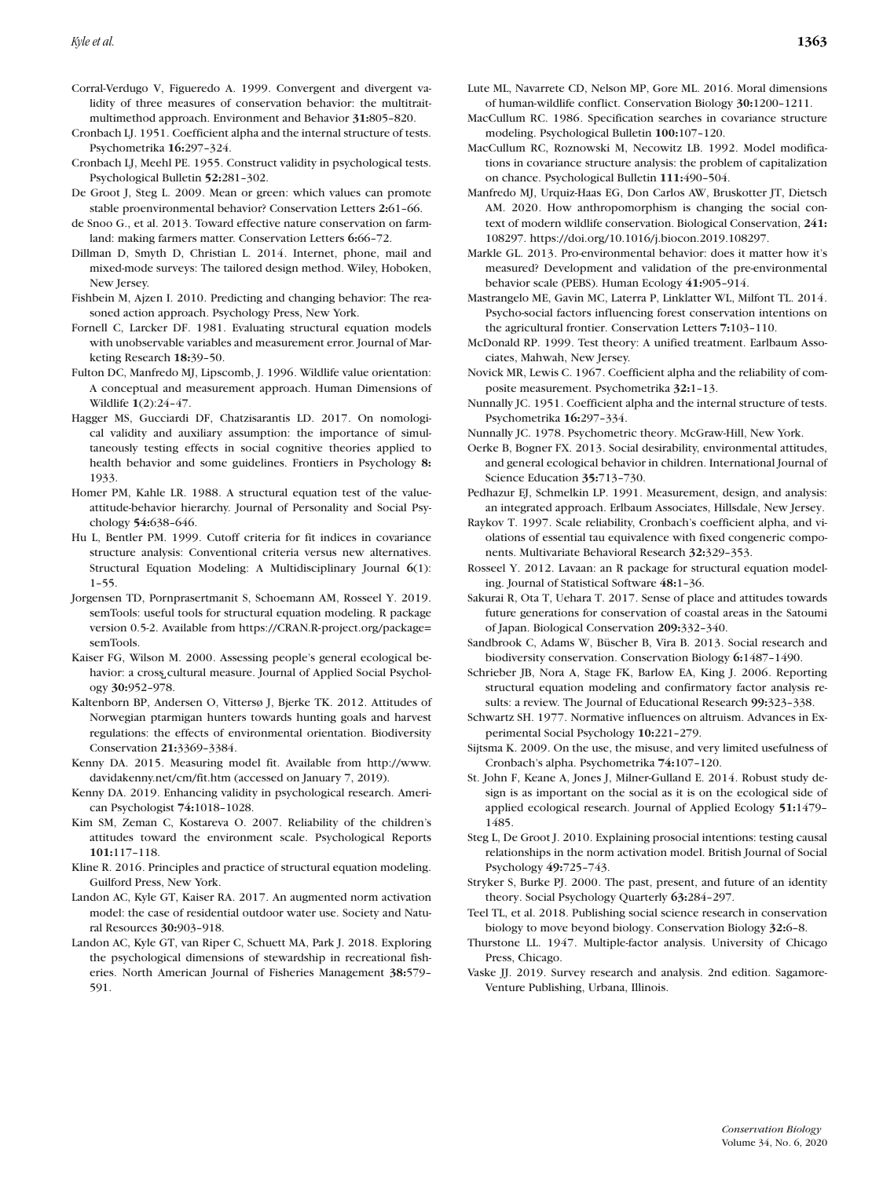Corral-Verdugo V, Figueredo A. 1999. Convergent and divergent validity of three measures of conservation behavior: the multitrait-multimethod approach. Environment and Behavior **31:**805–820.

Cronbach LJ. 1951. Coefficient alpha and the internal structure of tests. Psychometrika **16:**297–324.

Cronbach LJ, Meehl PE. 1955. Construct validity in psychological tests. Psychological Bulletin **52:**281–302.

De Groot J, Steg L. 2009. Mean or green: which values can promote stable proenvironmental behavior? Conservation Letters **2:**61–66.

de Snoo G., et al. 2013. Toward effective nature conservation on farmland: making farmers matter. Conservation Letters **6:**66–72.

Dillman D, Smyth D, Christian L. 2014. Internet, phone, mail and mixed-mode surveys: The tailored design method. Wiley, Hoboken, New Jersey.

Fishbein M, Ajzen I. 2010. Predicting and changing behavior: The reasoned action approach. Psychology Press, New York.

Fornell C, Larcker DF. 1981. Evaluating structural equation models with unobservable variables and measurement error. Journal of Marketing Research **18:**39–50.

Fulton DC, Manfredo MJ, Lipscomb, J. 1996. Wildlife value orientation: A conceptual and measurement approach. Human Dimensions of Wildlife **1**(2):24–47.

Hagger MS, Gucciardi DF, Chatzisarantis LD. 2017. On nomological validity and auxiliary assumption: the importance of simultaneously testing effects in social cognitive theories applied to health behavior and some guidelines. Frontiers in Psychology **8:** 1933.

Homer PM, Kahle LR. 1988. A structural equation test of the value-attitude-behavior hierarchy. Journal of Personality and Social Psychology **54:**638–646.

Hu L, Bentler PM. 1999. Cutoff criteria for fit indices in covariance structure analysis: Conventional criteria versus new alternatives. Structural Equation Modeling: A Multidisciplinary Journal **6**(1): 1–55.

Jorgensen TD, Pornprasertmanit S, Schoemann AM, Rosseel Y. 2019. semTools: useful tools for structural equation modeling. R package version 0.5-2. Available from https://CRAN.R-project.org/package=semTools.

Kaiser FG, Wilson M. 2000. Assessing people's general ecological behavior: a cross-cultural measure. Journal of Applied Social Psychology **30:**952–978.

Kaltenborn BP, Andersen O, Vittersø J, Bjerke TK. 2012. Attitudes of Norwegian ptarmigan hunters towards hunting goals and harvest regulations: the effects of environmental orientation. Biodiversity Conservation **21:**3369–3384.

Kenny DA. 2015. Measuring model fit. Available from http://www.davidakenny.net/cm/fit.htm (accessed on January 7, 2019).

Kenny DA. 2019. Enhancing validity in psychological research. American Psychologist **74:**1018–1028.

Kim SM, Zeman C, Kostareva O. 2007. Reliability of the children's attitudes toward the environment scale. Psychological Reports **101:**117–118.

Kline R. 2016. Principles and practice of structural equation modeling. Guilford Press, New York.

Landon AC, Kyle GT, Kaiser RA. 2017. An augmented norm activation model: the case of residential outdoor water use. Society and Natural Resources **30:**903–918.

Landon AC, Kyle GT, van Riper C, Schuett MA, Park J. 2018. Exploring the psychological dimensions of stewardship in recreational fisheries. North American Journal of Fisheries Management **38:**579–591.

Lute ML, Navarrete CD, Nelson MP, Gore ML. 2016. Moral dimensions of human-wildlife conflict. Conservation Biology **30:**1200–1211.

MacCullum RC. 1986. Specification searches in covariance structure modeling. Psychological Bulletin **100:**107–120.

MacCullum RC, Roznowski M, Necowitz LB. 1992. Model modifications in covariance structure analysis: the problem of capitalization on chance. Psychological Bulletin **111:**490–504.

Manfredo MJ, Urquiz-Haas EG, Don Carlos AW, Bruskotter JT, Dietsch AM. 2020. How anthropomorphism is changing the social context of modern wildlife conservation. Biological Conservation, **241:** 108297. https://doi.org/10.1016/j.biocon.2019.108297.

Markle GL. 2013. Pro-environmental behavior: does it matter how it's measured? Development and validation of the pre-environmental behavior scale (PEBS). Human Ecology **41:**905–914.

Mastrangelo ME, Gavin MC, Laterra P, Linklatter WL, Milfont TL. 2014. Psycho-social factors influencing forest conservation intentions on the agricultural frontier. Conservation Letters **7:**103–110.

McDonald RP. 1999. Test theory: A unified treatment. Earlbaum Associates, Mahwah, New Jersey.

Novick MR, Lewis C. 1967. Coefficient alpha and the reliability of composite measurement. Psychometrika **32:**1–13.

Nunnally JC. 1951. Coefficient alpha and the internal structure of tests. Psychometrika **16:**297–334.

Nunnally JC. 1978. Psychometric theory. McGraw-Hill, New York.

Oerke B, Bogner FX. 2013. Social desirability, environmental attitudes, and general ecological behavior in children. International Journal of Science Education **35:**713–730.

Pedhazur EJ, Schmelkin LP. 1991. Measurement, design, and analysis: an integrated approach. Erlbaum Associates, Hillsdale, New Jersey.

Raykov T. 1997. Scale reliability, Cronbach's coefficient alpha, and violations of essential tau equivalence with fixed congeneric components. Multivariate Behavioral Research **32:**329–353.

Rosseel Y. 2012. Lavaan: an R package for structural equation modeling. Journal of Statistical Software **48:**1–36.

Sakurai R, Ota T, Uehara T. 2017. Sense of place and attitudes towards future generations for conservation of coastal areas in the Satoumi of Japan. Biological Conservation **209:**332–340.

Sandbrook C, Adams W, Büscher B, Vira B. 2013. Social research and biodiversity conservation. Conservation Biology **6:**1487–1490.

Schrieber JB, Nora A, Stage FK, Barlow EA, King J. 2006. Reporting structural equation modeling and confirmatory factor analysis results: a review. The Journal of Educational Research **99:**323–338.

Schwartz SH. 1977. Normative influences on altruism. Advances in Experimental Social Psychology **10:**221–279.

Sijtsma K. 2009. On the use, the misuse, and very limited usefulness of Cronbach's alpha. Psychometrika **74:**107–120.

St. John F, Keane A, Jones J, Milner-Gulland E. 2014. Robust study design is as important on the social as it is on the ecological side of applied ecological research. Journal of Applied Ecology **51:**1479–1485.

Steg L, De Groot J. 2010. Explaining prosocial intentions: testing causal relationships in the norm activation model. British Journal of Social Psychology **49:**725–743.

Stryker S, Burke PJ. 2000. The past, present, and future of an identity theory. Social Psychology Quarterly **63:**284–297.

Teel TL, et al. 2018. Publishing social science research in conservation biology to move beyond biology. Conservation Biology **32:**6–8.

Thurstone LL. 1947. Multiple-factor analysis. University of Chicago Press, Chicago.

Vaske JJ. 2019. Survey research and analysis. 2nd edition. Sagamore-Venture Publishing, Urbana, Illinois.